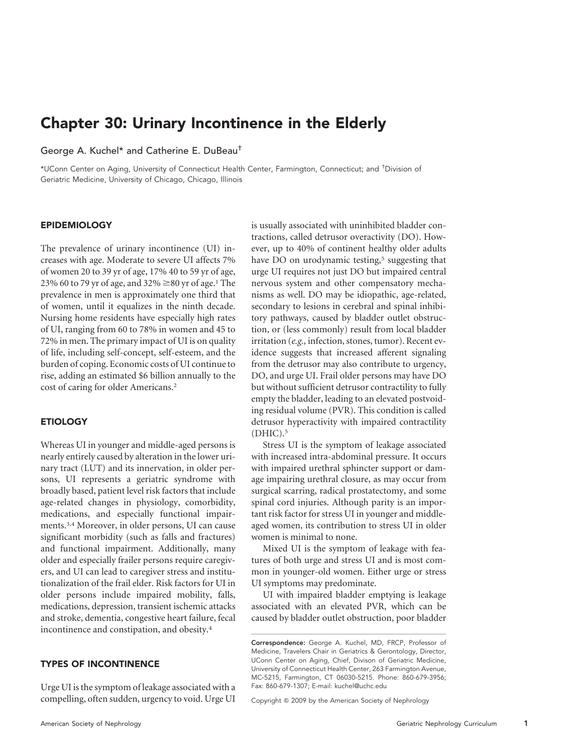# Chapter 30: Urinary Incontinence in the Elderly

George A. Kuchel* and Catherine E. DuBeau†

*UConn Center on Aging, University of Connecticut Health Center, Farmington, Connecticut; and †Division of Geriatric Medicine, University of Chicago, Chicago, Illinois

## EPIDEMIOLOGY

The prevalence of urinary incontinence (UI) increases with age. Moderate to severe UI affects 7% of women 20 to 39 yr of age, 17% 40 to 59 yr of age, 23% 60 to 79 yr of age, and 32% ≥80 yr of age.[1] The prevalence in men is approximately one third that of women, until it equalizes in the ninth decade. Nursing home residents have especially high rates of UI, ranging from 60 to 78% in women and 45 to 72% in men. The primary impact of UI is on quality of life, including self-concept, self-esteem, and the burden of coping. Economic costs of UI continue to rise, adding an estimated $6 billion annually to the cost of caring for older Americans.[2]

## ETIOLOGY

Whereas UI in younger and middle-aged persons is nearly entirely caused by alteration in the lower urinary tract (LUT) and its innervation, in older persons, UI represents a geriatric syndrome with broadly based, patient level risk factors that include age-related changes in physiology, comorbidity, medications, and especially functional impairments.[3,4] Moreover, in older persons, UI can cause significant morbidity (such as falls and fractures) and functional impairment. Additionally, many older and especially frailer persons require caregivers, and UI can lead to caregiver stress and institutionalization of the frail elder. Risk factors for UI in older persons include impaired mobility, falls, medications, depression, transient ischemic attacks and stroke, dementia, congestive heart failure, fecal incontinence and constipation, and obesity.[4]

## TYPES OF INCONTINENCE

Urge UI is the symptom of leakage associated with a compelling, often sudden, urgency to void. Urge UI is usually associated with uninhibited bladder contractions, called detrusor overactivity (DO). However, up to 40% of continent healthy older adults have DO on urodynamic testing,[5] suggesting that urge UI requires not just DO but impaired central nervous system and other compensatory mechanisms as well. DO may be idiopathic, age-related, secondary to lesions in cerebral and spinal inhibitory pathways, caused by bladder outlet obstruction, or (less commonly) result from local bladder irritation (*e.g.,* infection, stones, tumor). Recent evidence suggests that increased afferent signaling from the detrusor may also contribute to urgency, DO, and urge UI. Frail older persons may have DO but without sufficient detrusor contractility to fully empty the bladder, leading to an elevated postvoiding residual volume (PVR). This condition is called detrusor hyperactivity with impaired contractility (DHIC).[5]

Stress UI is the symptom of leakage associated with increased intra-abdominal pressure. It occurs with impaired urethral sphincter support or damage impairing urethral closure, as may occur from surgical scarring, radical prostatectomy, and some spinal cord injuries. Although parity is an important risk factor for stress UI in younger and middle-aged women, its contribution to stress UI in older women is minimal to none.

Mixed UI is the symptom of leakage with features of both urge and stress UI and is most common in younger-old women. Either urge or stress UI symptoms may predominate.

UI with impaired bladder emptying is leakage associated with an elevated PVR, which can be caused by bladder outlet obstruction, poor bladder

**Correspondence:** George A. Kuchel, MD, FRCP, Professor of Medicine, Travelers Chair in Geriatrics & Gerontology, Director, UConn Center on Aging, Chief, Divison of Geriatric Medicine, University of Connecticut Health Center, 263 Farmington Avenue, MC-5215, Farmington, CT 06030-5215. Phone: 860-679-3956; Fax: 860-679-1307; E-mail: kuchel@uchc.edu

Copyright © 2009 by the American Society of Nephrology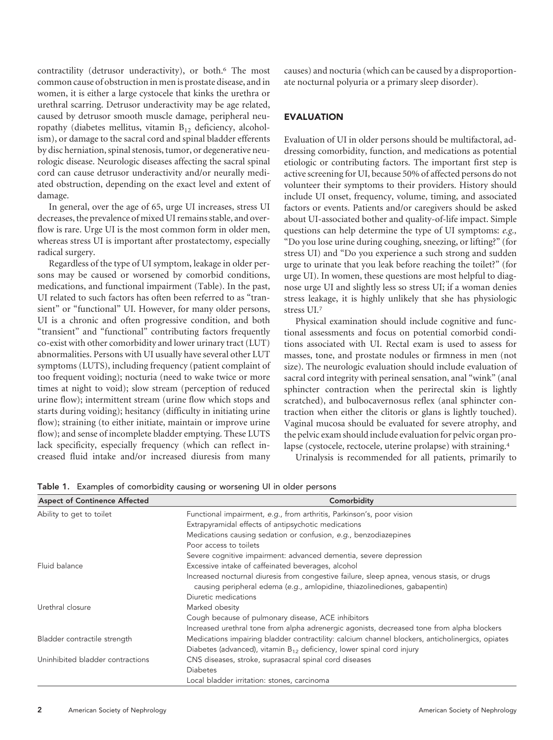contractility (detrusor underactivity), or both.[6] The most common cause of obstruction in men is prostate disease, and in women, it is either a large cystocele that kinks the urethra or urethral scarring. Detrusor underactivity may be age related, caused by detrusor smooth muscle damage, peripheral neuropathy (diabetes mellitus, vitamin $B_{12}$ deficiency, alcoholism), or damage to the sacral cord and spinal bladder efferents by disc herniation, spinal stenosis, tumor, or degenerative neurologic disease. Neurologic diseases affecting the sacral spinal cord can cause detrusor underactivity and/or neurally mediated obstruction, depending on the exact level and extent of damage.

In general, over the age of 65, urge UI increases, stress UI decreases, the prevalence of mixed UI remains stable, and overflow is rare. Urge UI is the most common form in older men, whereas stress UI is important after prostatectomy, especially radical surgery.

Regardless of the type of UI symptom, leakage in older persons may be caused or worsened by comorbid conditions, medications, and functional impairment (Table). In the past, UI related to such factors has often been referred to as "transient" or "functional" UI. However, for many older persons, UI is a chronic and often progressive condition, and both "transient" and "functional" contributing factors frequently co-exist with other comorbidity and lower urinary tract (LUT) abnormalities. Persons with UI usually have several other LUT symptoms (LUTS), including frequency (patient complaint of too frequent voiding); nocturia (need to wake twice or more times at night to void); slow stream (perception of reduced urine flow); intermittent stream (urine flow which stops and starts during voiding); hesitancy (difficulty in initiating urine flow); straining (to either initiate, maintain or improve urine flow); and sense of incomplete bladder emptying. These LUTS lack specificity, especially frequency (which can reflect increased fluid intake and/or increased diuresis from many causes) and nocturia (which can be caused by a disproportionate nocturnal polyuria or a primary sleep disorder).

## EVALUATION

Evaluation of UI in older persons should be multifactoral, addressing comorbidity, function, and medications as potential etiologic or contributing factors. The important first step is active screening for UI, because 50% of affected persons do not volunteer their symptoms to their providers. History should include UI onset, frequency, volume, timing, and associated factors or events. Patients and/or caregivers should be asked about UI-associated bother and quality-of-life impact. Simple questions can help determine the type of UI symptoms: *e.g.*, "Do you lose urine during coughing, sneezing, or lifting?" (for stress UI) and "Do you experience a such strong and sudden urge to urinate that you leak before reaching the toilet?" (for urge UI). In women, these questions are most helpful to diagnose urge UI and slightly less so stress UI; if a woman denies stress leakage, it is highly unlikely that she has physiologic stress UI.[7]

Physical examination should include cognitive and functional assessments and focus on potential comorbid conditions associated with UI. Rectal exam is used to assess for masses, tone, and prostate nodules or firmness in men (not size). The neurologic evaluation should include evaluation of sacral cord integrity with perineal sensation, anal "wink" (anal sphincter contraction when the perirectal skin is lightly scratched), and bulbocavernosus reflex (anal sphincter contraction when either the clitoris or glans is lightly touched). Vaginal mucosa should be evaluated for severe atrophy, and the pelvic exam should include evaluation for pelvic organ prolapse (cystocele, rectocele, uterine prolapse) with straining.[4]

Urinalysis is recommended for all patients, primarily to

Table 1. Examples of comorbidity causing or worsening UI in older persons

| Aspect of Continence Affected | Comorbidity |
|---|---|
| Ability to get to toilet | Functional impairment, *e.g.*, from arthritis, Parkinson's, poor vision |
| | Extrapyramidal effects of antipsychotic medications |
| | Medications causing sedation or confusion, *e.g.*, benzodiazepines |
| | Poor access to toilets |
| | Severe cognitive impairment: advanced dementia, severe depression |
| Fluid balance | Excessive intake of caffeinated beverages, alcohol |
| | Increased nocturnal diuresis from congestive failure, sleep apnea, venous stasis, or drugs causing peripheral edema (*e.g.*, amlopidine, thiazolinediones, gabapentin) |
| | Diuretic medications |
| Urethral closure | Marked obesity |
| | Cough because of pulmonary disease, ACE inhibitors |
| | Increased urethral tone from alpha adrenergic agonists, decreased tone from alpha blockers |
| Bladder contractile strength | Medications impairing bladder contractility: calcium channel blockers, anticholinergics, opiates |
| | Diabetes (advanced), vitamin $B_{12}$ deficiency, lower spinal cord injury |
| Uninhibited bladder contractions | CNS diseases, stroke, suprasacral spinal cord diseases |
| | Diabetes |
| | Local bladder irritation: stones, carcinoma |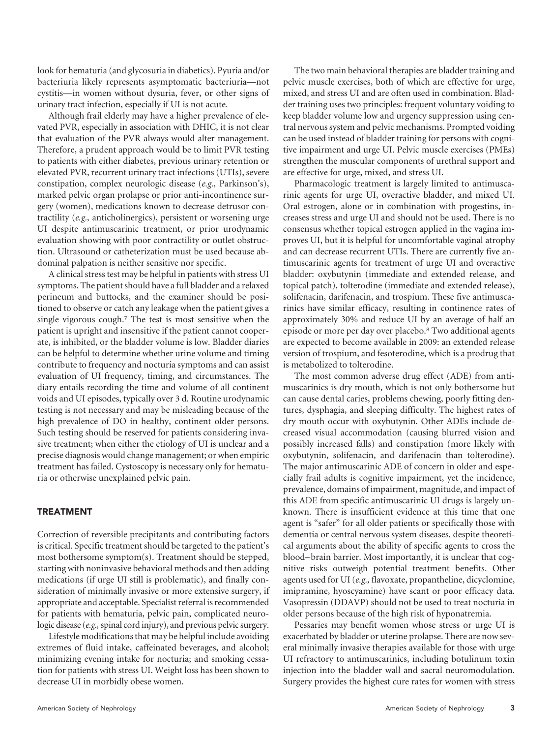look for hematuria (and glycosuria in diabetics). Pyuria and/or bacteriuria likely represents asymptomatic bacteriuria—not cystitis—in women without dysuria, fever, or other signs of urinary tract infection, especially if UI is not acute.

Although frail elderly may have a higher prevalence of elevated PVR, especially in association with DHIC, it is not clear that evaluation of the PVR always would alter management. Therefore, a prudent approach would be to limit PVR testing to patients with either diabetes, previous urinary retention or elevated PVR, recurrent urinary tract infections (UTIs), severe constipation, complex neurologic disease (*e.g.,* Parkinson's), marked pelvic organ prolapse or prior anti-incontinence surgery (women), medications known to decrease detrusor contractility (*e.g.,* anticholinergics), persistent or worsening urge UI despite antimuscarinic treatment, or prior urodynamic evaluation showing with poor contractility or outlet obstruction. Ultrasound or catheterization must be used because abdominal palpation is neither sensitive nor specific.

A clinical stress test may be helpful in patients with stress UI symptoms. The patient should have a full bladder and a relaxed perineum and buttocks, and the examiner should be positioned to observe or catch any leakage when the patient gives a single vigorous cough.[7] The test is most sensitive when the patient is upright and insensitive if the patient cannot cooperate, is inhibited, or the bladder volume is low. Bladder diaries can be helpful to determine whether urine volume and timing contribute to frequency and nocturia symptoms and can assist evaluation of UI frequency, timing, and circumstances. The diary entails recording the time and volume of all continent voids and UI episodes, typically over 3 d. Routine urodynamic testing is not necessary and may be misleading because of the high prevalence of DO in healthy, continent older persons. Such testing should be reserved for patients considering invasive treatment; when either the etiology of UI is unclear and a precise diagnosis would change management; or when empiric treatment has failed. Cystoscopy is necessary only for hematuria or otherwise unexplained pelvic pain.

## TREATMENT

Correction of reversible precipitants and contributing factors is critical. Specific treatment should be targeted to the patient's most bothersome symptom(s). Treatment should be stepped, starting with noninvasive behavioral methods and then adding medications (if urge UI still is problematic), and finally consideration of minimally invasive or more extensive surgery, if appropriate and acceptable. Specialist referral is recommended for patients with hematuria, pelvic pain, complicated neurologic disease (*e.g.,* spinal cord injury), and previous pelvic surgery.

Lifestyle modifications that may be helpful include avoiding extremes of fluid intake, caffeinated beverages, and alcohol; minimizing evening intake for nocturia; and smoking cessation for patients with stress UI. Weight loss has been shown to decrease UI in morbidly obese women.

The two main behavioral therapies are bladder training and pelvic muscle exercises, both of which are effective for urge, mixed, and stress UI and are often used in combination. Bladder training uses two principles: frequent voluntary voiding to keep bladder volume low and urgency suppression using central nervous system and pelvic mechanisms. Prompted voiding can be used instead of bladder training for persons with cognitive impairment and urge UI. Pelvic muscle exercises (PMEs) strengthen the muscular components of urethral support and are effective for urge, mixed, and stress UI.

Pharmacologic treatment is largely limited to antimuscarinic agents for urge UI, overactive bladder, and mixed UI. Oral estrogen, alone or in combination with progestins, increases stress and urge UI and should not be used. There is no consensus whether topical estrogen applied in the vagina improves UI, but it is helpful for uncomfortable vaginal atrophy and can decrease recurrent UTIs. There are currently five antimuscarinic agents for treatment of urge UI and overactive bladder: oxybutynin (immediate and extended release, and topical patch), tolterodine (immediate and extended release), solifenacin, darifenacin, and trospium. These five antimuscarinics have similar efficacy, resulting in continence rates of approximately 30% and reduce UI by an average of half an episode or more per day over placebo.[8] Two additional agents are expected to become available in 2009: an extended release version of trospium, and fesoterodine, which is a prodrug that is metabolized to tolterodine.

The most common adverse drug effect (ADE) from antimuscarinics is dry mouth, which is not only bothersome but can cause dental caries, problems chewing, poorly fitting dentures, dysphagia, and sleeping difficulty. The highest rates of dry mouth occur with oxybutynin. Other ADEs include decreased visual accommodation (causing blurred vision and possibly increased falls) and constipation (more likely with oxybutynin, solifenacin, and darifenacin than tolterodine). The major antimuscarinic ADE of concern in older and especially frail adults is cognitive impairment, yet the incidence, prevalence, domains of impairment, magnitude, and impact of this ADE from specific antimuscarinic UI drugs is largely unknown. There is insufficient evidence at this time that one agent is "safer" for all older patients or specifically those with dementia or central nervous system diseases, despite theoretical arguments about the ability of specific agents to cross the blood–brain barrier. Most importantly, it is unclear that cognitive risks outweigh potential treatment benefits. Other agents used for UI (*e.g.,* flavoxate, propantheline, dicyclomine, imipramine, hyoscyamine) have scant or poor efficacy data. Vasopressin (DDAVP) should not be used to treat nocturia in older persons because of the high risk of hyponatremia.

Pessaries may benefit women whose stress or urge UI is exacerbated by bladder or uterine prolapse. There are now several minimally invasive therapies available for those with urge UI refractory to antimuscarinics, including botulinum toxin injection into the bladder wall and sacral neuromodulation. Surgery provides the highest cure rates for women with stress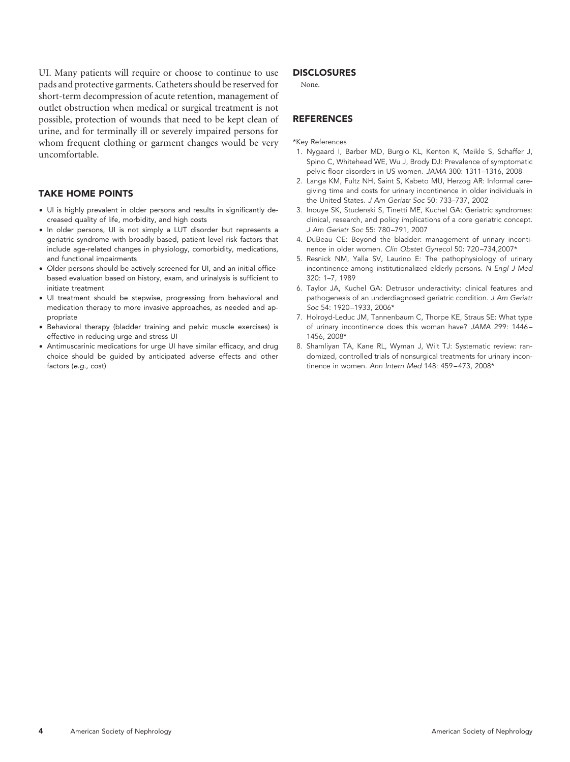UI. Many patients will require or choose to continue to use pads and protective garments. Catheters should be reserved for short-term decompression of acute retention, management of outlet obstruction when medical or surgical treatment is not possible, protection of wounds that need to be kept clean of urine, and for terminally ill or severely impaired persons for whom frequent clothing or garment changes would be very uncomfortable.

## TAKE HOME POINTS

- UI is highly prevalent in older persons and results in significantly decreased quality of life, morbidity, and high costs
- In older persons, UI is not simply a LUT disorder but represents a geriatric syndrome with broadly based, patient level risk factors that include age-related changes in physiology, comorbidity, medications, and functional impairments
- Older persons should be actively screened for UI, and an initial office-based evaluation based on history, exam, and urinalysis is sufficient to initiate treatment
- UI treatment should be stepwise, progressing from behavioral and medication therapy to more invasive approaches, as needed and appropriate
- Behavioral therapy (bladder training and pelvic muscle exercises) is effective in reducing urge and stress UI
- Antimuscarinic medications for urge UI have similar efficacy, and drug choice should be guided by anticipated adverse effects and other factors (*e.g.,* cost)

## DISCLOSURES

None.

## REFERENCES

*Key References

1. Nygaard I, Barber MD, Burgio KL, Kenton K, Meikle S, Schaffer J, Spino C, Whitehead WE, Wu J, Brody DJ: Prevalence of symptomatic pelvic floor disorders in US women. *JAMA* 300: 1311–1316, 2008
2. Langa KM, Fultz NH, Saint S, Kabeto MU, Herzog AR: Informal caregiving time and costs for urinary incontinence in older individuals in the United States. *J Am Geriatr Soc* 50: 733–737, 2002
3. Inouye SK, Studenski S, Tinetti ME, Kuchel GA: Geriatric syndromes: clinical, research, and policy implications of a core geriatric concept. *J Am Geriatr Soc* 55: 780–791, 2007
4. DuBeau CE: Beyond the bladder: management of urinary incontinence in older women. *Clin Obstet Gynecol* 50: 720–734,2007*
5. Resnick NM, Yalla SV, Laurino E: The pathophysiology of urinary incontinence among institutionalized elderly persons. *N Engl J Med* 320: 1–7, 1989
6. Taylor JA, Kuchel GA: Detrusor underactivity: clinical features and pathogenesis of an underdiagnosed geriatric condition. *J Am Geriatr Soc* 54: 1920–1933, 2006*
7. Holroyd-Leduc JM, Tannenbaum C, Thorpe KE, Straus SE: What type of urinary incontinence does this woman have? *JAMA* 299: 1446–1456, 2008*
8. Shamliyan TA, Kane RL, Wyman J, Wilt TJ: Systematic review: randomized, controlled trials of nonsurgical treatments for urinary incontinence in women. *Ann Intern Med* 148: 459–473, 2008*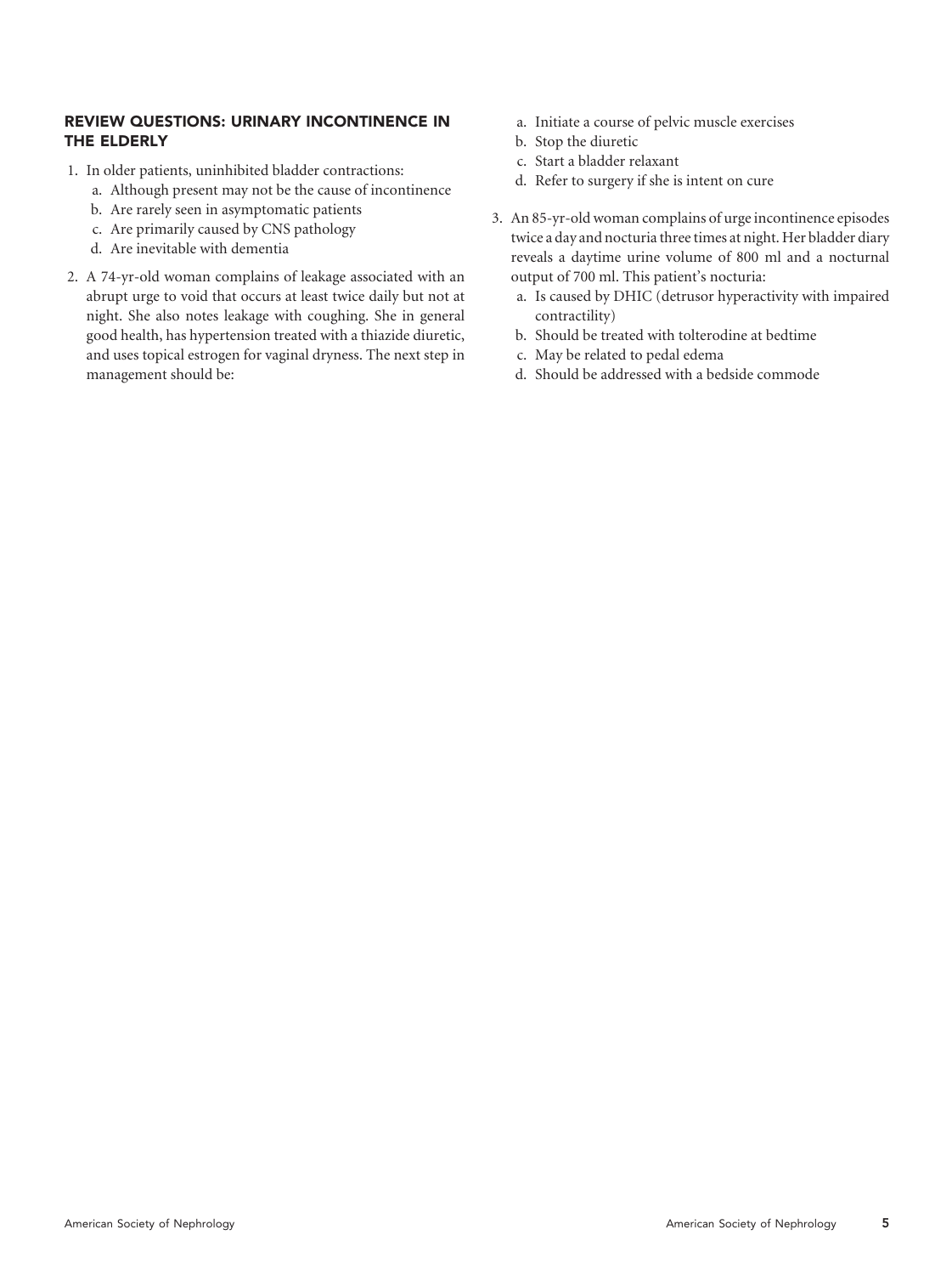## REVIEW QUESTIONS: URINARY INCONTINENCE IN THE ELDERLY

1. In older patients, uninhibited bladder contractions:
   a. Although present may not be the cause of incontinence
   b. Are rarely seen in asymptomatic patients
   c. Are primarily caused by CNS pathology
   d. Are inevitable with dementia

2. A 74-yr-old woman complains of leakage associated with an abrupt urge to void that occurs at least twice daily but not at night. She also notes leakage with coughing. She in general good health, has hypertension treated with a thiazide diuretic, and uses topical estrogen for vaginal dryness. The next step in management should be:
   a. Initiate a course of pelvic muscle exercises
   b. Stop the diuretic
   c. Start a bladder relaxant
   d. Refer to surgery if she is intent on cure

3. An 85-yr-old woman complains of urge incontinence episodes twice a day and nocturia three times at night. Her bladder diary reveals a daytime urine volume of 800 ml and a nocturnal output of 700 ml. This patient's nocturia:
   a. Is caused by DHIC (detrusor hyperactivity with impaired contractility)
   b. Should be treated with tolterodine at bedtime
   c. May be related to pedal edema
   d. Should be addressed with a bedside commode